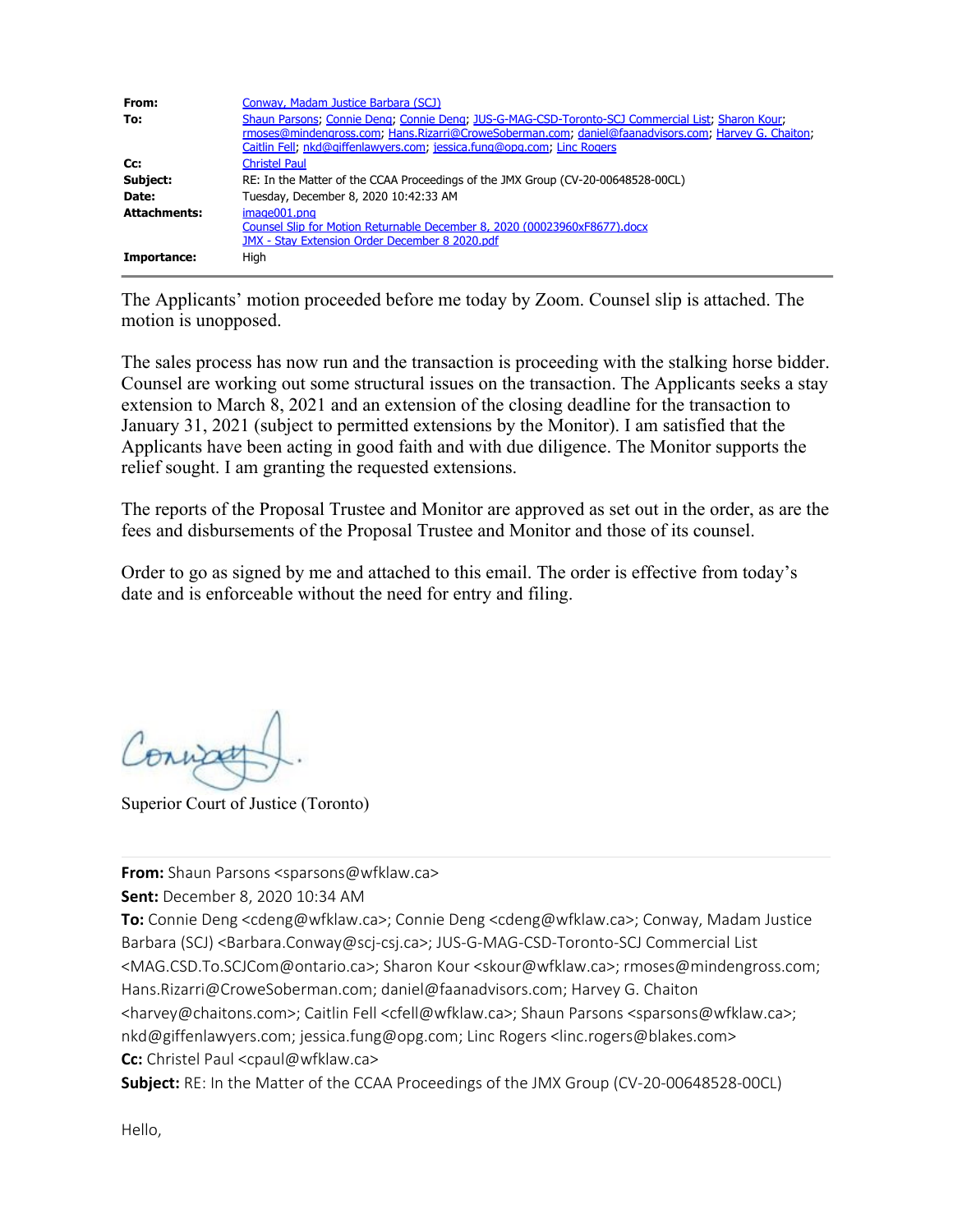| | |
|---|---|
| **From:** | Conway, Madam Justice Barbara (SCJ) |
| **To:** | Shaun Parsons; Connie Deng; Connie Deng; JUS-G-MAG-CSD-Toronto-SCJ Commercial List; Sharon Kour; rmoses@mindengross.com; Hans.Rizarri@CroweSoberman.com; daniel@faanadvisors.com; Harvey G. Chaiton; Caitlin Fell; nkd@giffenlawyers.com; jessica.fung@opg.com; Linc Rogers |
| **Cc:** | Christel Paul |
| **Subject:** | RE: In the Matter of the CCAA Proceedings of the JMX Group (CV-20-00648528-00CL) |
| **Date:** | Tuesday, December 8, 2020 10:42:33 AM |
| **Attachments:** | image001.png<br>Counsel Slip for Motion Returnable December 8, 2020 (00023960xF8677).docx<br>JMX - Stay Extension Order December 8 2020.pdf |
| **Importance:** | High |

The Applicants' motion proceeded before me today by Zoom. Counsel slip is attached. The motion is unopposed.

The sales process has now run and the transaction is proceeding with the stalking horse bidder. Counsel are working out some structural issues on the transaction. The Applicants seeks a stay extension to March 8, 2021 and an extension of the closing deadline for the transaction to January 31, 2021 (subject to permitted extensions by the Monitor). I am satisfied that the Applicants have been acting in good faith and with due diligence. The Monitor supports the relief sought. I am granting the requested extensions.

The reports of the Proposal Trustee and Monitor are approved as set out in the order, as are the fees and disbursements of the Proposal Trustee and Monitor and those of its counsel.

Order to go as signed by me and attached to this email. The order is effective from today's date and is enforceable without the need for entry and filing.

Conway J.

Superior Court of Justice (Toronto)

---

**From:** Shaun Parsons <sparsons@wfklaw.ca>
**Sent:** December 8, 2020 10:34 AM
**To:** Connie Deng <cdeng@wfklaw.ca>; Connie Deng <cdeng@wfklaw.ca>; Conway, Madam Justice Barbara (SCJ) <Barbara.Conway@scj-csj.ca>; JUS-G-MAG-CSD-Toronto-SCJ Commercial List <MAG.CSD.To.SCJCom@ontario.ca>; Sharon Kour <skour@wfklaw.ca>; rmoses@mindengross.com; Hans.Rizarri@CroweSoberman.com; daniel@faanadvisors.com; Harvey G. Chaiton <harvey@chaitons.com>; Caitlin Fell <cfell@wfklaw.ca>; Shaun Parsons <sparsons@wfklaw.ca>; nkd@giffenlawyers.com; jessica.fung@opg.com; Linc Rogers <linc.rogers@blakes.com>
**Cc:** Christel Paul <cpaul@wfklaw.ca>
**Subject:** RE: In the Matter of the CCAA Proceedings of the JMX Group (CV-20-00648528-00CL)

Hello,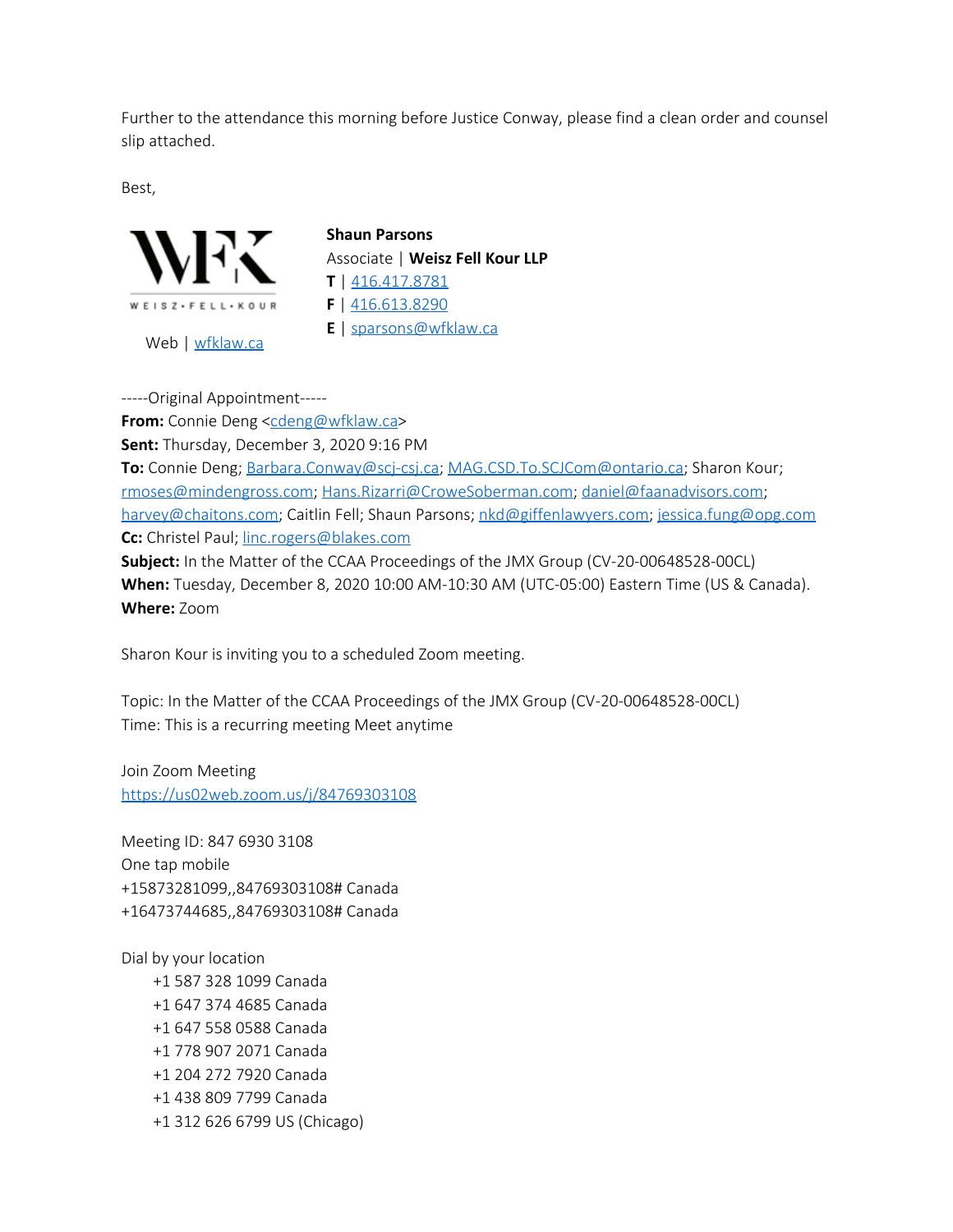Further to the attendance this morning before Justice Conway, please find a clean order and counsel slip attached.

Best,

WFK
WEISZ•FELL•KOUR

Web | wfklaw.ca

**Shaun Parsons**
Associate | **Weisz Fell Kour LLP**
**T** | 416.417.8781
**F** | 416.613.8290
**E** | sparsons@wfklaw.ca

-----Original Appointment-----
**From:** Connie Deng <cdeng@wfklaw.ca>
**Sent:** Thursday, December 3, 2020 9:16 PM
**To:** Connie Deng; Barbara.Conway@scj-csj.ca; MAG.CSD.To.SCJCom@ontario.ca; Sharon Kour; rmoses@mindengross.com; Hans.Rizarri@CroweSoberman.com; daniel@faanadvisors.com; harvey@chaitons.com; Caitlin Fell; Shaun Parsons; nkd@giffenlawyers.com; jessica.fung@opg.com
**Cc:** Christel Paul; linc.rogers@blakes.com
**Subject:** In the Matter of the CCAA Proceedings of the JMX Group (CV-20-00648528-00CL)
**When:** Tuesday, December 8, 2020 10:00 AM-10:30 AM (UTC-05:00) Eastern Time (US & Canada).
**Where:** Zoom

Sharon Kour is inviting you to a scheduled Zoom meeting.

Topic: In the Matter of the CCAA Proceedings of the JMX Group (CV-20-00648528-00CL)
Time: This is a recurring meeting Meet anytime

Join Zoom Meeting
https://us02web.zoom.us/j/84769303108

Meeting ID: 847 6930 3108
One tap mobile
+15873281099,,84769303108# Canada
+16473744685,,84769303108# Canada

Dial by your location
+1 587 328 1099 Canada
+1 647 374 4685 Canada
+1 647 558 0588 Canada
+1 778 907 2071 Canada
+1 204 272 7920 Canada
+1 438 809 7799 Canada
+1 312 626 6799 US (Chicago)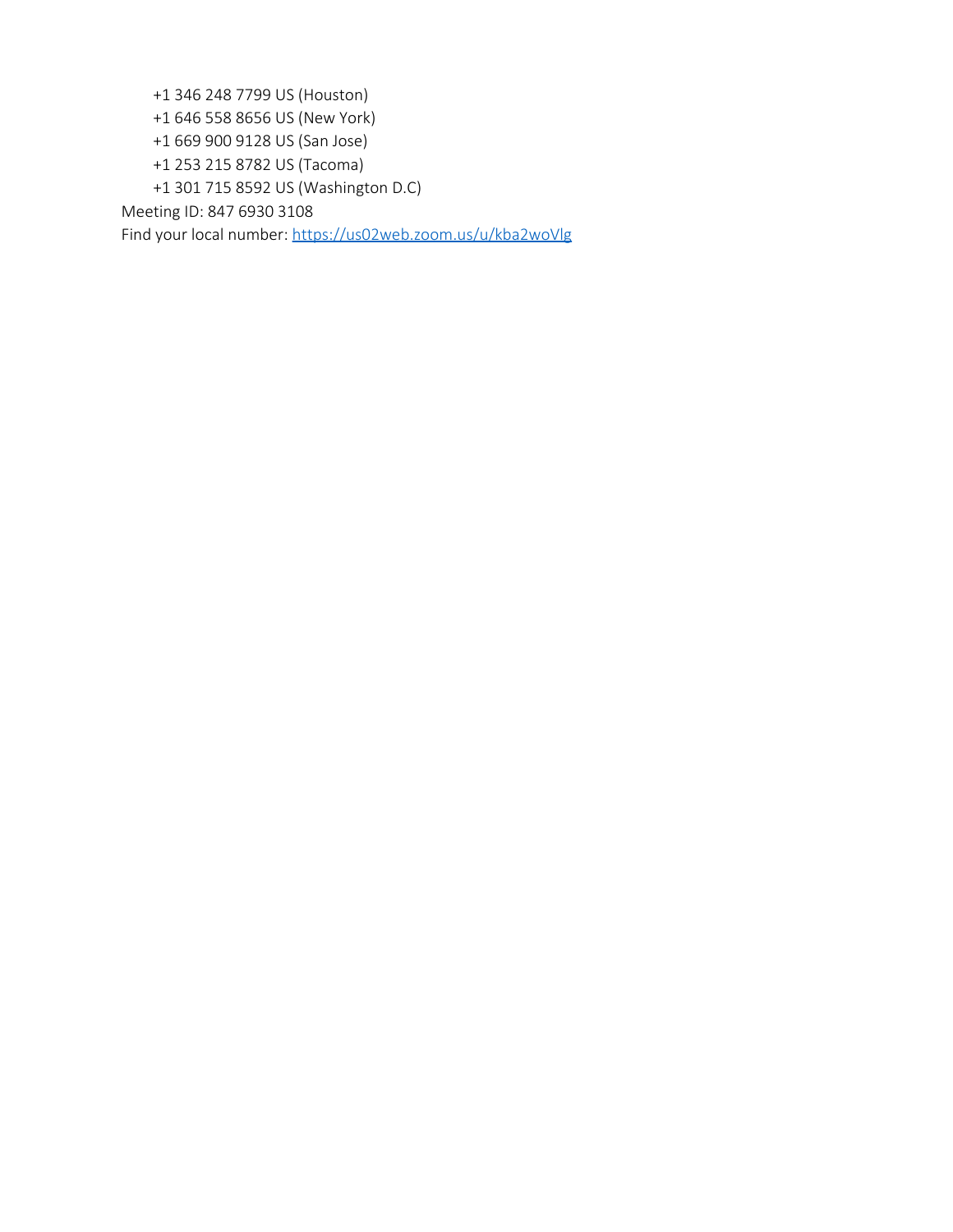+1 346 248 7799 US (Houston)
+1 646 558 8656 US (New York)
+1 669 900 9128 US (San Jose)
+1 253 215 8782 US (Tacoma)
+1 301 715 8592 US (Washington D.C)

Meeting ID: 847 6930 3108

Find your local number: https://us02web.zoom.us/u/kba2woVlg